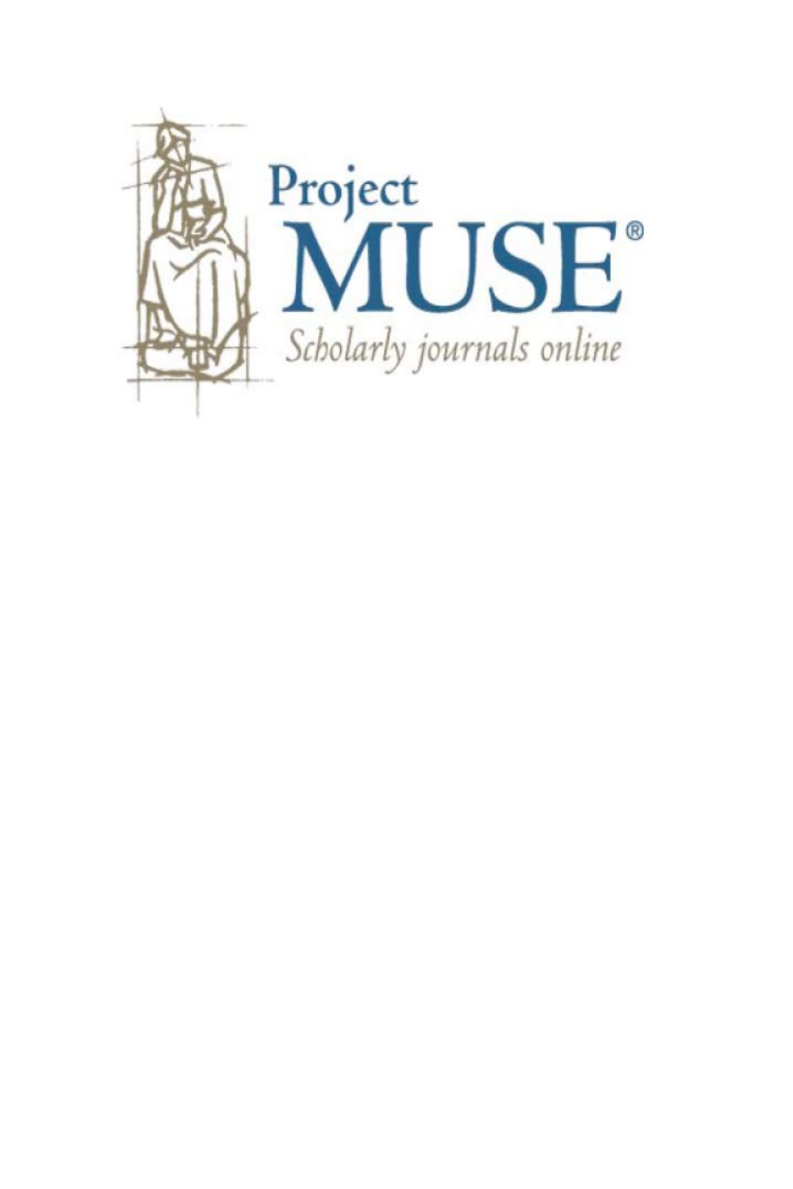Project
MUSE®
*Scholarly journals online*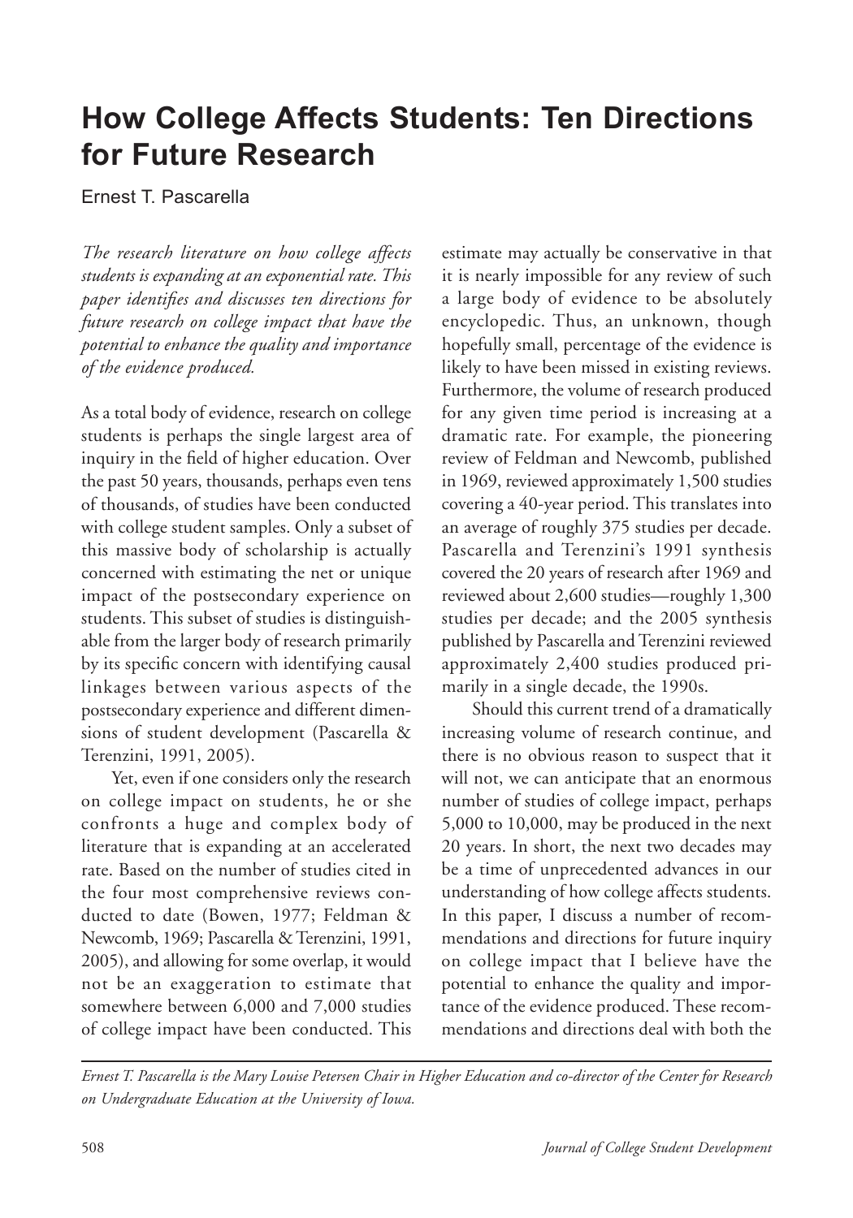# How College Affects Students: Ten Directions for Future Research

Ernest T. Pascarella

*The research literature on how college affects students is expanding at an exponential rate. This paper identifies and discusses ten directions for future research on college impact that have the potential to enhance the quality and importance of the evidence produced.*

As a total body of evidence, research on college students is perhaps the single largest area of inquiry in the field of higher education. Over the past 50 years, thousands, perhaps even tens of thousands, of studies have been conducted with college student samples. Only a subset of this massive body of scholarship is actually concerned with estimating the net or unique impact of the postsecondary experience on students. This subset of studies is distinguishable from the larger body of research primarily by its specific concern with identifying causal linkages between various aspects of the postsecondary experience and different dimensions of student development (Pascarella & Terenzini, 1991, 2005).

Yet, even if one considers only the research on college impact on students, he or she confronts a huge and complex body of literature that is expanding at an accelerated rate. Based on the number of studies cited in the four most comprehensive reviews conducted to date (Bowen, 1977; Feldman & Newcomb, 1969; Pascarella & Terenzini, 1991, 2005), and allowing for some overlap, it would not be an exaggeration to estimate that somewhere between 6,000 and 7,000 studies of college impact have been conducted. This estimate may actually be conservative in that it is nearly impossible for any review of such a large body of evidence to be absolutely encyclopedic. Thus, an unknown, though hopefully small, percentage of the evidence is likely to have been missed in existing reviews. Furthermore, the volume of research produced for any given time period is increasing at a dramatic rate. For example, the pioneering review of Feldman and Newcomb, published in 1969, reviewed approximately 1,500 studies covering a 40-year period. This translates into an average of roughly 375 studies per decade. Pascarella and Terenzini's 1991 synthesis covered the 20 years of research after 1969 and reviewed about 2,600 studies—roughly 1,300 studies per decade; and the 2005 synthesis published by Pascarella and Terenzini reviewed approximately 2,400 studies produced primarily in a single decade, the 1990s.

Should this current trend of a dramatically increasing volume of research continue, and there is no obvious reason to suspect that it will not, we can anticipate that an enormous number of studies of college impact, perhaps 5,000 to 10,000, may be produced in the next 20 years. In short, the next two decades may be a time of unprecedented advances in our understanding of how college affects students. In this paper, I discuss a number of recommendations and directions for future inquiry on college impact that I believe have the potential to enhance the quality and importance of the evidence produced. These recommendations and directions deal with both the

*Ernest T. Pascarella is the Mary Louise Petersen Chair in Higher Education and co-director of the Center for Research on Undergraduate Education at the University of Iowa.*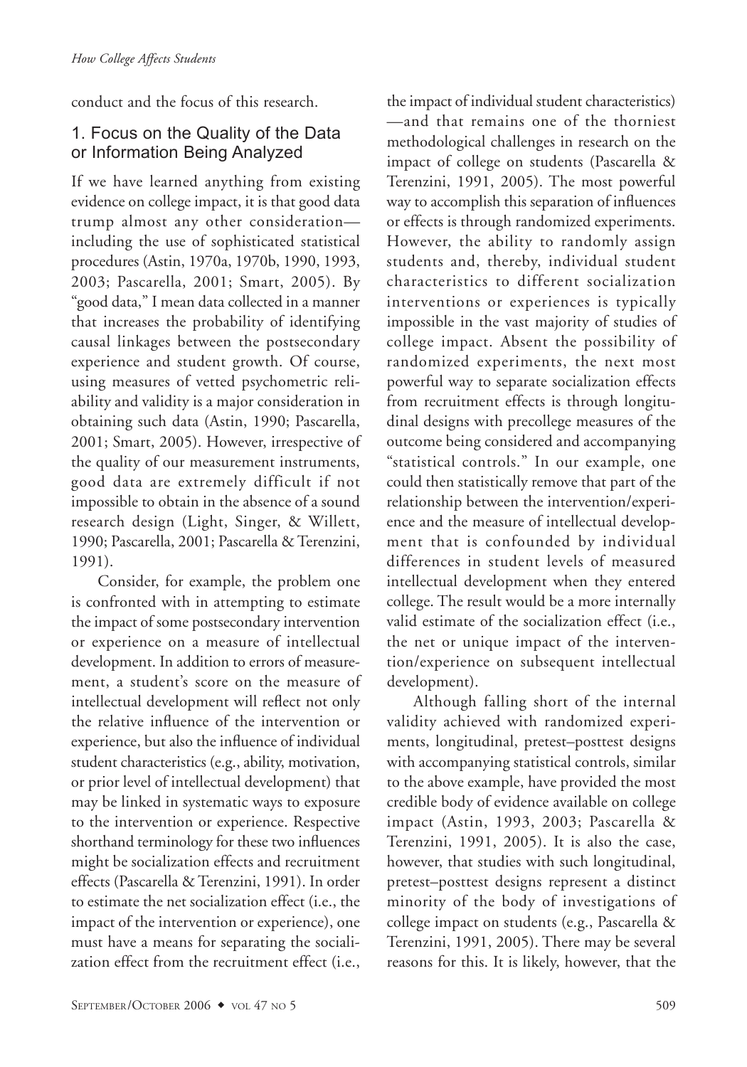conduct and the focus of this research.

## 1. Focus on the Quality of the Data or Information Being Analyzed

If we have learned anything from existing evidence on college impact, it is that good data trump almost any other consideration—including the use of sophisticated statistical procedures (Astin, 1970a, 1970b, 1990, 1993, 2003; Pascarella, 2001; Smart, 2005). By "good data," I mean data collected in a manner that increases the probability of identifying causal linkages between the postsecondary experience and student growth. Of course, using measures of vetted psychometric reliability and validity is a major consideration in obtaining such data (Astin, 1990; Pascarella, 2001; Smart, 2005). However, irrespective of the quality of our measurement instruments, good data are extremely difficult if not impossible to obtain in the absence of a sound research design (Light, Singer, & Willett, 1990; Pascarella, 2001; Pascarella & Terenzini, 1991).

Consider, for example, the problem one is confronted with in attempting to estimate the impact of some postsecondary intervention or experience on a measure of intellectual development. In addition to errors of measurement, a student's score on the measure of intellectual development will reflect not only the relative influence of the intervention or experience, but also the influence of individual student characteristics (e.g., ability, motivation, or prior level of intellectual development) that may be linked in systematic ways to exposure to the intervention or experience. Respective shorthand terminology for these two influences might be socialization effects and recruitment effects (Pascarella & Terenzini, 1991). In order to estimate the net socialization effect (i.e., the impact of the intervention or experience), one must have a means for separating the socialization effect from the recruitment effect (i.e., the impact of individual student characteristics)—and that remains one of the thorniest methodological challenges in research on the impact of college on students (Pascarella & Terenzini, 1991, 2005). The most powerful way to accomplish this separation of influences or effects is through randomized experiments. However, the ability to randomly assign students and, thereby, individual student characteristics to different socialization interventions or experiences is typically impossible in the vast majority of studies of college impact. Absent the possibility of randomized experiments, the next most powerful way to separate socialization effects from recruitment effects is through longitudinal designs with precollege measures of the outcome being considered and accompanying "statistical controls." In our example, one could then statistically remove that part of the relationship between the intervention/experience and the measure of intellectual development that is confounded by individual differences in student levels of measured intellectual development when they entered college. The result would be a more internally valid estimate of the socialization effect (i.e., the net or unique impact of the intervention/experience on subsequent intellectual development).

Although falling short of the internal validity achieved with randomized experiments, longitudinal, pretest–posttest designs with accompanying statistical controls, similar to the above example, have provided the most credible body of evidence available on college impact (Astin, 1993, 2003; Pascarella & Terenzini, 1991, 2005). It is also the case, however, that studies with such longitudinal, pretest–posttest designs represent a distinct minority of the body of investigations of college impact on students (e.g., Pascarella & Terenzini, 1991, 2005). There may be several reasons for this. It is likely, however, that the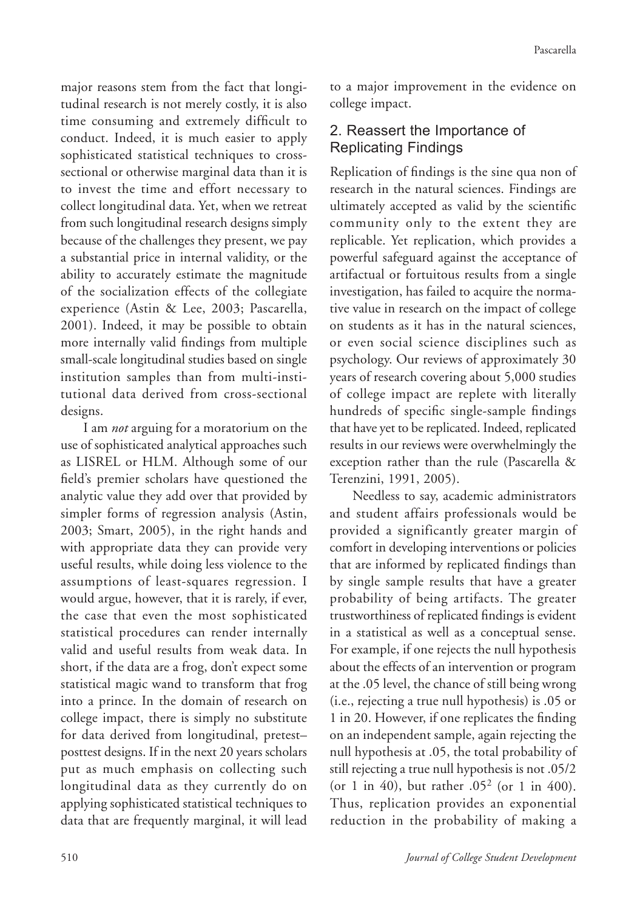major reasons stem from the fact that longitudinal research is not merely costly, it is also time consuming and extremely difficult to conduct. Indeed, it is much easier to apply sophisticated statistical techniques to cross-sectional or otherwise marginal data than it is to invest the time and effort necessary to collect longitudinal data. Yet, when we retreat from such longitudinal research designs simply because of the challenges they present, we pay a substantial price in internal validity, or the ability to accurately estimate the magnitude of the socialization effects of the collegiate experience (Astin & Lee, 2003; Pascarella, 2001). Indeed, it may be possible to obtain more internally valid findings from multiple small-scale longitudinal studies based on single institution samples than from multi-institutional data derived from cross-sectional designs.

I am *not* arguing for a moratorium on the use of sophisticated analytical approaches such as LISREL or HLM. Although some of our field's premier scholars have questioned the analytic value they add over that provided by simpler forms of regression analysis (Astin, 2003; Smart, 2005), in the right hands and with appropriate data they can provide very useful results, while doing less violence to the assumptions of least-squares regression. I would argue, however, that it is rarely, if ever, the case that even the most sophisticated statistical procedures can render internally valid and useful results from weak data. In short, if the data are a frog, don't expect some statistical magic wand to transform that frog into a prince. In the domain of research on college impact, there is simply no substitute for data derived from longitudinal, pretest–posttest designs. If in the next 20 years scholars put as much emphasis on collecting such longitudinal data as they currently do on applying sophisticated statistical techniques to data that are frequently marginal, it will lead to a major improvement in the evidence on college impact.

## 2. Reassert the Importance of Replicating Findings

Replication of findings is the sine qua non of research in the natural sciences. Findings are ultimately accepted as valid by the scientific community only to the extent they are replicable. Yet replication, which provides a powerful safeguard against the acceptance of artifactual or fortuitous results from a single investigation, has failed to acquire the normative value in research on the impact of college on students as it has in the natural sciences, or even social science disciplines such as psychology. Our reviews of approximately 30 years of research covering about 5,000 studies of college impact are replete with literally hundreds of specific single-sample findings that have yet to be replicated. Indeed, replicated results in our reviews were overwhelmingly the exception rather than the rule (Pascarella & Terenzini, 1991, 2005).

Needless to say, academic administrators and student affairs professionals would be provided a significantly greater margin of comfort in developing interventions or policies that are informed by replicated findings than by single sample results that have a greater probability of being artifacts. The greater trustworthiness of replicated findings is evident in a statistical as well as a conceptual sense. For example, if one rejects the null hypothesis about the effects of an intervention or program at the .05 level, the chance of still being wrong (i.e., rejecting a true null hypothesis) is .05 or 1 in 20. However, if one replicates the finding on an independent sample, again rejecting the null hypothesis at .05, the total probability of still rejecting a true null hypothesis is not .05/2 (or 1 in 40), but rather $.05^2$ (or 1 in 400). Thus, replication provides an exponential reduction in the probability of making a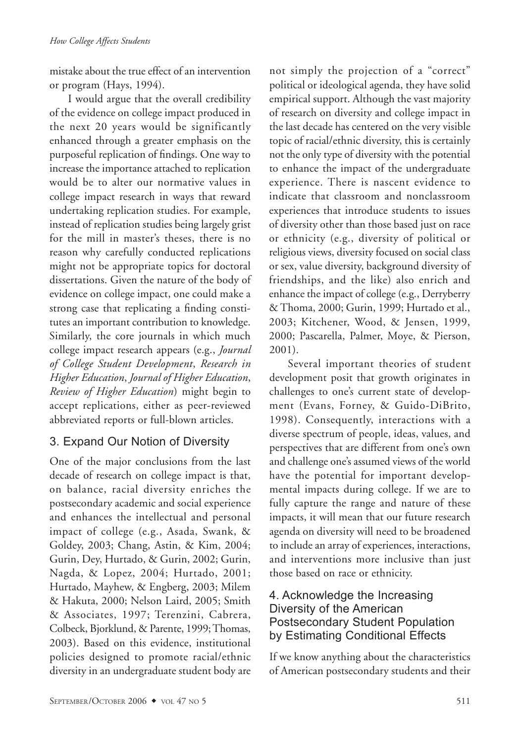mistake about the true effect of an intervention or program (Hays, 1994).

I would argue that the overall credibility of the evidence on college impact produced in the next 20 years would be significantly enhanced through a greater emphasis on the purposeful replication of findings. One way to increase the importance attached to replication would be to alter our normative values in college impact research in ways that reward undertaking replication studies. For example, instead of replication studies being largely grist for the mill in master's theses, there is no reason why carefully conducted replications might not be appropriate topics for doctoral dissertations. Given the nature of the body of evidence on college impact, one could make a strong case that replicating a finding constitutes an important contribution to knowledge. Similarly, the core journals in which much college impact research appears (e.g., *Journal of College Student Development*, *Research in Higher Education*, *Journal of Higher Education*, *Review of Higher Education*) might begin to accept replications, either as peer-reviewed abbreviated reports or full-blown articles.

## 3. Expand Our Notion of Diversity

One of the major conclusions from the last decade of research on college impact is that, on balance, racial diversity enriches the postsecondary academic and social experience and enhances the intellectual and personal impact of college (e.g., Asada, Swank, & Goldey, 2003; Chang, Astin, & Kim, 2004; Gurin, Dey, Hurtado, & Gurin, 2002; Gurin, Nagda, & Lopez, 2004; Hurtado, 2001; Hurtado, Mayhew, & Engberg, 2003; Milem & Hakuta, 2000; Nelson Laird, 2005; Smith & Associates, 1997; Terenzini, Cabrera, Colbeck, Bjorklund, & Parente, 1999; Thomas, 2003). Based on this evidence, institutional policies designed to promote racial/ethnic diversity in an undergraduate student body are not simply the projection of a "correct" political or ideological agenda, they have solid empirical support. Although the vast majority of research on diversity and college impact in the last decade has centered on the very visible topic of racial/ethnic diversity, this is certainly not the only type of diversity with the potential to enhance the impact of the undergraduate experience. There is nascent evidence to indicate that classroom and nonclassroom experiences that introduce students to issues of diversity other than those based just on race or ethnicity (e.g., diversity of political or religious views, diversity focused on social class or sex, value diversity, background diversity of friendships, and the like) also enrich and enhance the impact of college (e.g., Derryberry & Thoma, 2000; Gurin, 1999; Hurtado et al., 2003; Kitchener, Wood, & Jensen, 1999, 2000; Pascarella, Palmer, Moye, & Pierson, 2001).

Several important theories of student development posit that growth originates in challenges to one's current state of development (Evans, Forney, & Guido-DiBrito, 1998). Consequently, interactions with a diverse spectrum of people, ideas, values, and perspectives that are different from one's own and challenge one's assumed views of the world have the potential for important developmental impacts during college. If we are to fully capture the range and nature of these impacts, it will mean that our future research agenda on diversity will need to be broadened to include an array of experiences, interactions, and interventions more inclusive than just those based on race or ethnicity.

## 4. Acknowledge the Increasing Diversity of the American Postsecondary Student Population by Estimating Conditional Effects

If we know anything about the characteristics of American postsecondary students and their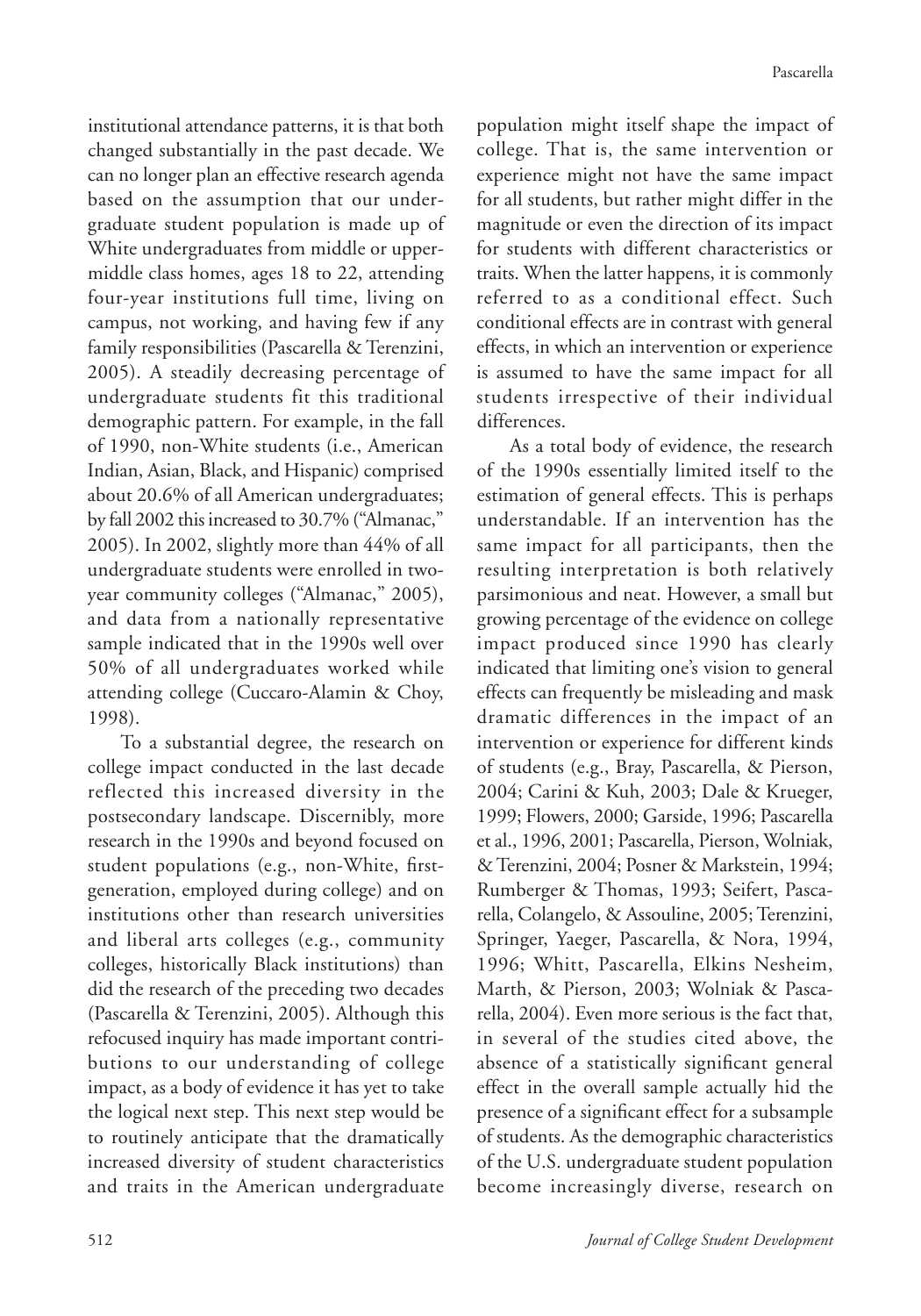institutional attendance patterns, it is that both changed substantially in the past decade. We can no longer plan an effective research agenda based on the assumption that our undergraduate student population is made up of White undergraduates from middle or upper-middle class homes, ages 18 to 22, attending four-year institutions full time, living on campus, not working, and having few if any family responsibilities (Pascarella & Terenzini, 2005). A steadily decreasing percentage of undergraduate students fit this traditional demographic pattern. For example, in the fall of 1990, non-White students (i.e., American Indian, Asian, Black, and Hispanic) comprised about 20.6% of all American undergraduates; by fall 2002 this increased to 30.7% ("Almanac," 2005). In 2002, slightly more than 44% of all undergraduate students were enrolled in two-year community colleges ("Almanac," 2005), and data from a nationally representative sample indicated that in the 1990s well over 50% of all undergraduates worked while attending college (Cuccaro-Alamin & Choy, 1998).

To a substantial degree, the research on college impact conducted in the last decade reflected this increased diversity in the postsecondary landscape. Discernibly, more research in the 1990s and beyond focused on student populations (e.g., non-White, first-generation, employed during college) and on institutions other than research universities and liberal arts colleges (e.g., community colleges, historically Black institutions) than did the research of the preceding two decades (Pascarella & Terenzini, 2005). Although this refocused inquiry has made important contributions to our understanding of college impact, as a body of evidence it has yet to take the logical next step. This next step would be to routinely anticipate that the dramatically increased diversity of student characteristics and traits in the American undergraduate population might itself shape the impact of college. That is, the same intervention or experience might not have the same impact for all students, but rather might differ in the magnitude or even the direction of its impact for students with different characteristics or traits. When the latter happens, it is commonly referred to as a conditional effect. Such conditional effects are in contrast with general effects, in which an intervention or experience is assumed to have the same impact for all students irrespective of their individual differences.

As a total body of evidence, the research of the 1990s essentially limited itself to the estimation of general effects. This is perhaps understandable. If an intervention has the same impact for all participants, then the resulting interpretation is both relatively parsimonious and neat. However, a small but growing percentage of the evidence on college impact produced since 1990 has clearly indicated that limiting one's vision to general effects can frequently be misleading and mask dramatic differences in the impact of an intervention or experience for different kinds of students (e.g., Bray, Pascarella, & Pierson, 2004; Carini & Kuh, 2003; Dale & Krueger, 1999; Flowers, 2000; Garside, 1996; Pascarella et al., 1996, 2001; Pascarella, Pierson, Wolniak, & Terenzini, 2004; Posner & Markstein, 1994; Rumberger & Thomas, 1993; Seifert, Pascarella, Colangelo, & Assouline, 2005; Terenzini, Springer, Yaeger, Pascarella, & Nora, 1994, 1996; Whitt, Pascarella, Elkins Nesheim, Marth, & Pierson, 2003; Wolniak & Pascarella, 2004). Even more serious is the fact that, in several of the studies cited above, the absence of a statistically significant general effect in the overall sample actually hid the presence of a significant effect for a subsample of students. As the demographic characteristics of the U.S. undergraduate student population become increasingly diverse, research on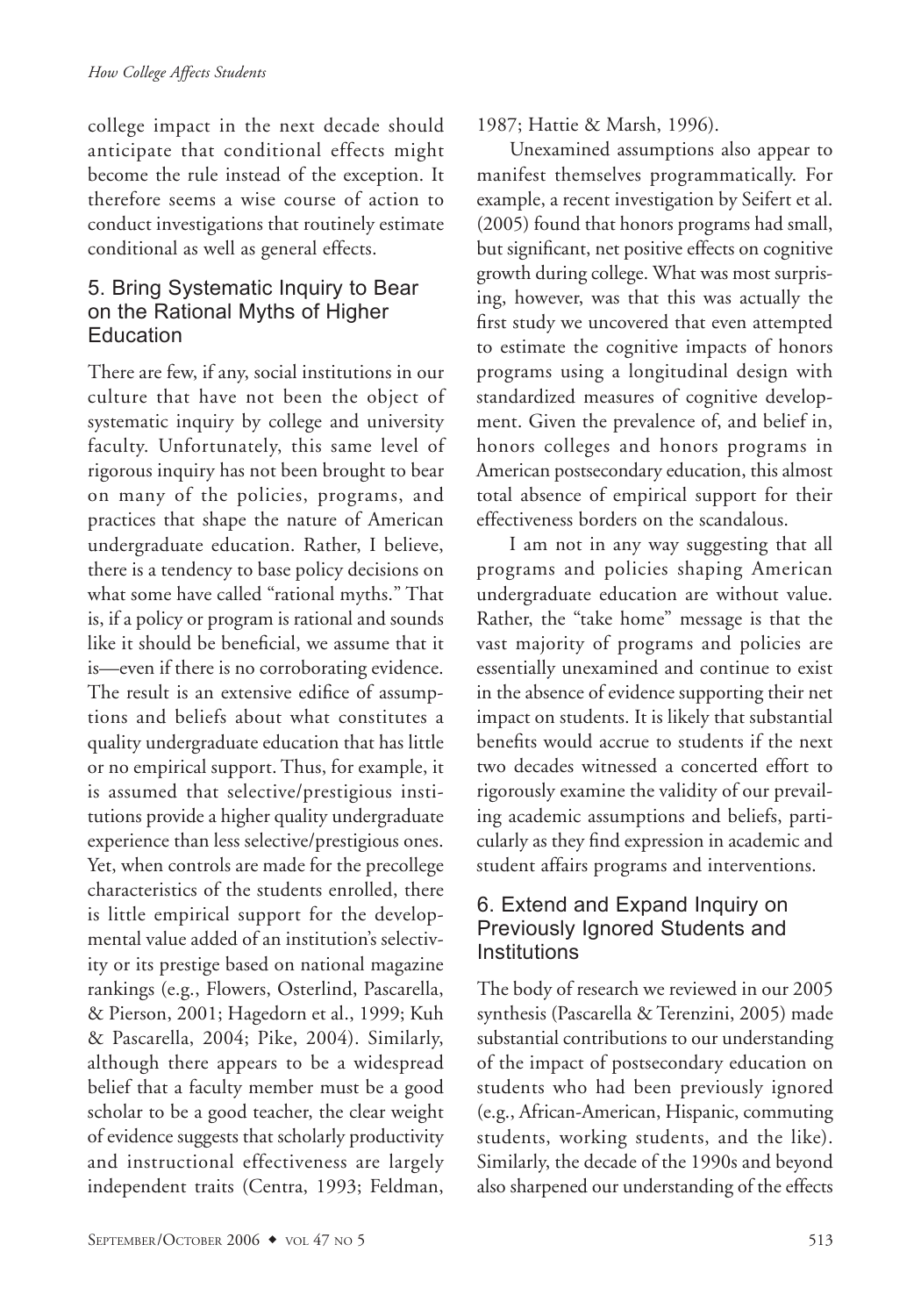college impact in the next decade should anticipate that conditional effects might become the rule instead of the exception. It therefore seems a wise course of action to conduct investigations that routinely estimate conditional as well as general effects.

## 5. Bring Systematic Inquiry to Bear on the Rational Myths of Higher Education

There are few, if any, social institutions in our culture that have not been the object of systematic inquiry by college and university faculty. Unfortunately, this same level of rigorous inquiry has not been brought to bear on many of the policies, programs, and practices that shape the nature of American undergraduate education. Rather, I believe, there is a tendency to base policy decisions on what some have called "rational myths." That is, if a policy or program is rational and sounds like it should be beneficial, we assume that it is—even if there is no corroborating evidence. The result is an extensive edifice of assumptions and beliefs about what constitutes a quality undergraduate education that has little or no empirical support. Thus, for example, it is assumed that selective/prestigious institutions provide a higher quality undergraduate experience than less selective/prestigious ones. Yet, when controls are made for the precollege characteristics of the students enrolled, there is little empirical support for the developmental value added of an institution's selectivity or its prestige based on national magazine rankings (e.g., Flowers, Osterlind, Pascarella, & Pierson, 2001; Hagedorn et al., 1999; Kuh & Pascarella, 2004; Pike, 2004). Similarly, although there appears to be a widespread belief that a faculty member must be a good scholar to be a good teacher, the clear weight of evidence suggests that scholarly productivity and instructional effectiveness are largely independent traits (Centra, 1993; Feldman, 1987; Hattie & Marsh, 1996).

Unexamined assumptions also appear to manifest themselves programmatically. For example, a recent investigation by Seifert et al. (2005) found that honors programs had small, but significant, net positive effects on cognitive growth during college. What was most surprising, however, was that this was actually the first study we uncovered that even attempted to estimate the cognitive impacts of honors programs using a longitudinal design with standardized measures of cognitive development. Given the prevalence of, and belief in, honors colleges and honors programs in American postsecondary education, this almost total absence of empirical support for their effectiveness borders on the scandalous.

I am not in any way suggesting that all programs and policies shaping American undergraduate education are without value. Rather, the "take home" message is that the vast majority of programs and policies are essentially unexamined and continue to exist in the absence of evidence supporting their net impact on students. It is likely that substantial benefits would accrue to students if the next two decades witnessed a concerted effort to rigorously examine the validity of our prevailing academic assumptions and beliefs, particularly as they find expression in academic and student affairs programs and interventions.

## 6. Extend and Expand Inquiry on Previously Ignored Students and Institutions

The body of research we reviewed in our 2005 synthesis (Pascarella & Terenzini, 2005) made substantial contributions to our understanding of the impact of postsecondary education on students who had been previously ignored (e.g., African-American, Hispanic, commuting students, working students, and the like). Similarly, the decade of the 1990s and beyond also sharpened our understanding of the effects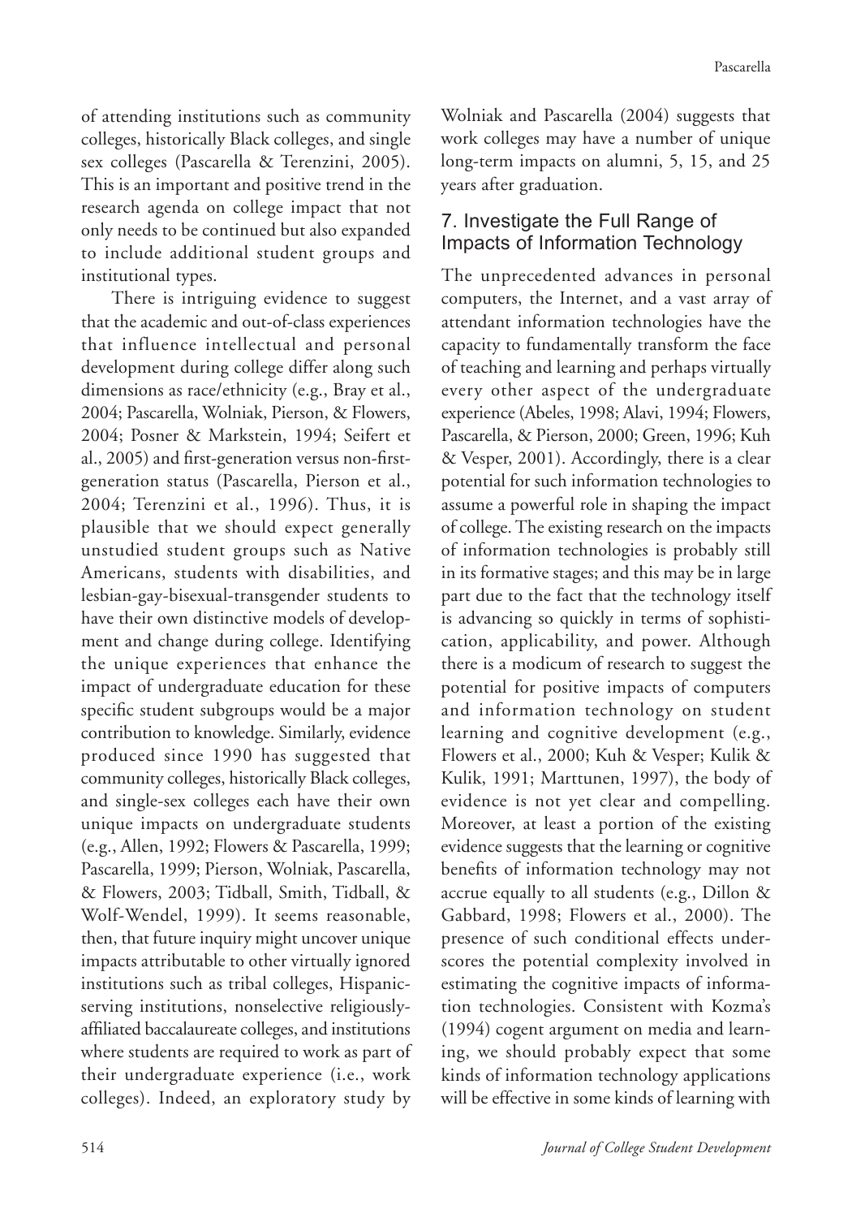of attending institutions such as community colleges, historically Black colleges, and single sex colleges (Pascarella & Terenzini, 2005). This is an important and positive trend in the research agenda on college impact that not only needs to be continued but also expanded to include additional student groups and institutional types.

There is intriguing evidence to suggest that the academic and out-of-class experiences that influence intellectual and personal development during college differ along such dimensions as race/ethnicity (e.g., Bray et al., 2004; Pascarella, Wolniak, Pierson, & Flowers, 2004; Posner & Markstein, 1994; Seifert et al., 2005) and first-generation versus non-first-generation status (Pascarella, Pierson et al., 2004; Terenzini et al., 1996). Thus, it is plausible that we should expect generally unstudied student groups such as Native Americans, students with disabilities, and lesbian-gay-bisexual-transgender students to have their own distinctive models of development and change during college. Identifying the unique experiences that enhance the impact of undergraduate education for these specific student subgroups would be a major contribution to knowledge. Similarly, evidence produced since 1990 has suggested that community colleges, historically Black colleges, and single-sex colleges each have their own unique impacts on undergraduate students (e.g., Allen, 1992; Flowers & Pascarella, 1999; Pascarella, 1999; Pierson, Wolniak, Pascarella, & Flowers, 2003; Tidball, Smith, Tidball, & Wolf-Wendel, 1999). It seems reasonable, then, that future inquiry might uncover unique impacts attributable to other virtually ignored institutions such as tribal colleges, Hispanic-serving institutions, nonselective religiously-affiliated baccalaureate colleges, and institutions where students are required to work as part of their undergraduate experience (i.e., work colleges). Indeed, an exploratory study by Wolniak and Pascarella (2004) suggests that work colleges may have a number of unique long-term impacts on alumni, 5, 15, and 25 years after graduation.

## 7. Investigate the Full Range of Impacts of Information Technology

The unprecedented advances in personal computers, the Internet, and a vast array of attendant information technologies have the capacity to fundamentally transform the face of teaching and learning and perhaps virtually every other aspect of the undergraduate experience (Abeles, 1998; Alavi, 1994; Flowers, Pascarella, & Pierson, 2000; Green, 1996; Kuh & Vesper, 2001). Accordingly, there is a clear potential for such information technologies to assume a powerful role in shaping the impact of college. The existing research on the impacts of information technologies is probably still in its formative stages; and this may be in large part due to the fact that the technology itself is advancing so quickly in terms of sophistication, applicability, and power. Although there is a modicum of research to suggest the potential for positive impacts of computers and information technology on student learning and cognitive development (e.g., Flowers et al., 2000; Kuh & Vesper; Kulik & Kulik, 1991; Marttunen, 1997), the body of evidence is not yet clear and compelling. Moreover, at least a portion of the existing evidence suggests that the learning or cognitive benefits of information technology may not accrue equally to all students (e.g., Dillon & Gabbard, 1998; Flowers et al., 2000). The presence of such conditional effects underscores the potential complexity involved in estimating the cognitive impacts of information technologies. Consistent with Kozma's (1994) cogent argument on media and learning, we should probably expect that some kinds of information technology applications will be effective in some kinds of learning with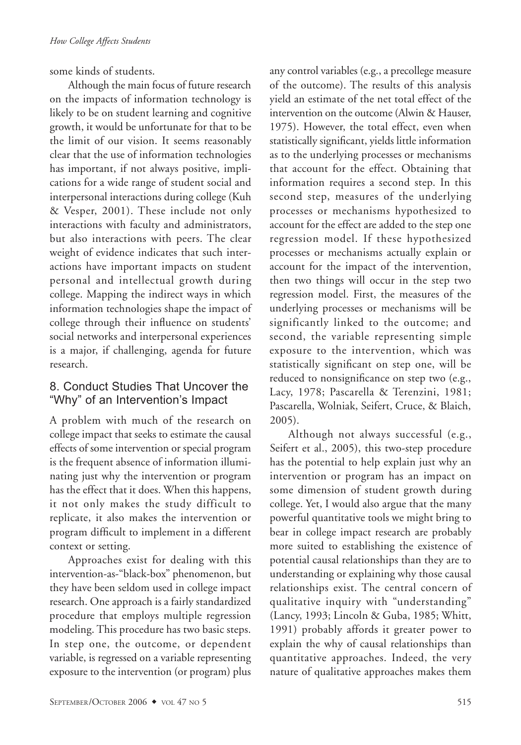some kinds of students.

Although the main focus of future research on the impacts of information technology is likely to be on student learning and cognitive growth, it would be unfortunate for that to be the limit of our vision. It seems reasonably clear that the use of information technologies has important, if not always positive, implications for a wide range of student social and interpersonal interactions during college (Kuh & Vesper, 2001). These include not only interactions with faculty and administrators, but also interactions with peers. The clear weight of evidence indicates that such interactions have important impacts on student personal and intellectual growth during college. Mapping the indirect ways in which information technologies shape the impact of college through their influence on students' social networks and interpersonal experiences is a major, if challenging, agenda for future research.

## 8. Conduct Studies That Uncover the "Why" of an Intervention's Impact

A problem with much of the research on college impact that seeks to estimate the causal effects of some intervention or special program is the frequent absence of information illuminating just why the intervention or program has the effect that it does. When this happens, it not only makes the study difficult to replicate, it also makes the intervention or program difficult to implement in a different context or setting.

Approaches exist for dealing with this intervention-as-"black-box" phenomenon, but they have been seldom used in college impact research. One approach is a fairly standardized procedure that employs multiple regression modeling. This procedure has two basic steps. In step one, the outcome, or dependent variable, is regressed on a variable representing exposure to the intervention (or program) plus any control variables (e.g., a precollege measure of the outcome). The results of this analysis yield an estimate of the net total effect of the intervention on the outcome (Alwin & Hauser, 1975). However, the total effect, even when statistically significant, yields little information as to the underlying processes or mechanisms that account for the effect. Obtaining that information requires a second step. In this second step, measures of the underlying processes or mechanisms hypothesized to account for the effect are added to the step one regression model. If these hypothesized processes or mechanisms actually explain or account for the impact of the intervention, then two things will occur in the step two regression model. First, the measures of the underlying processes or mechanisms will be significantly linked to the outcome; and second, the variable representing simple exposure to the intervention, which was statistically significant on step one, will be reduced to nonsignificance on step two (e.g., Lacy, 1978; Pascarella & Terenzini, 1981; Pascarella, Wolniak, Seifert, Cruce, & Blaich, 2005).

Although not always successful (e.g., Seifert et al., 2005), this two-step procedure has the potential to help explain just why an intervention or program has an impact on some dimension of student growth during college. Yet, I would also argue that the many powerful quantitative tools we might bring to bear in college impact research are probably more suited to establishing the existence of potential causal relationships than they are to understanding or explaining why those causal relationships exist. The central concern of qualitative inquiry with "understanding" (Lancy, 1993; Lincoln & Guba, 1985; Whitt, 1991) probably affords it greater power to explain the why of causal relationships than quantitative approaches. Indeed, the very nature of qualitative approaches makes them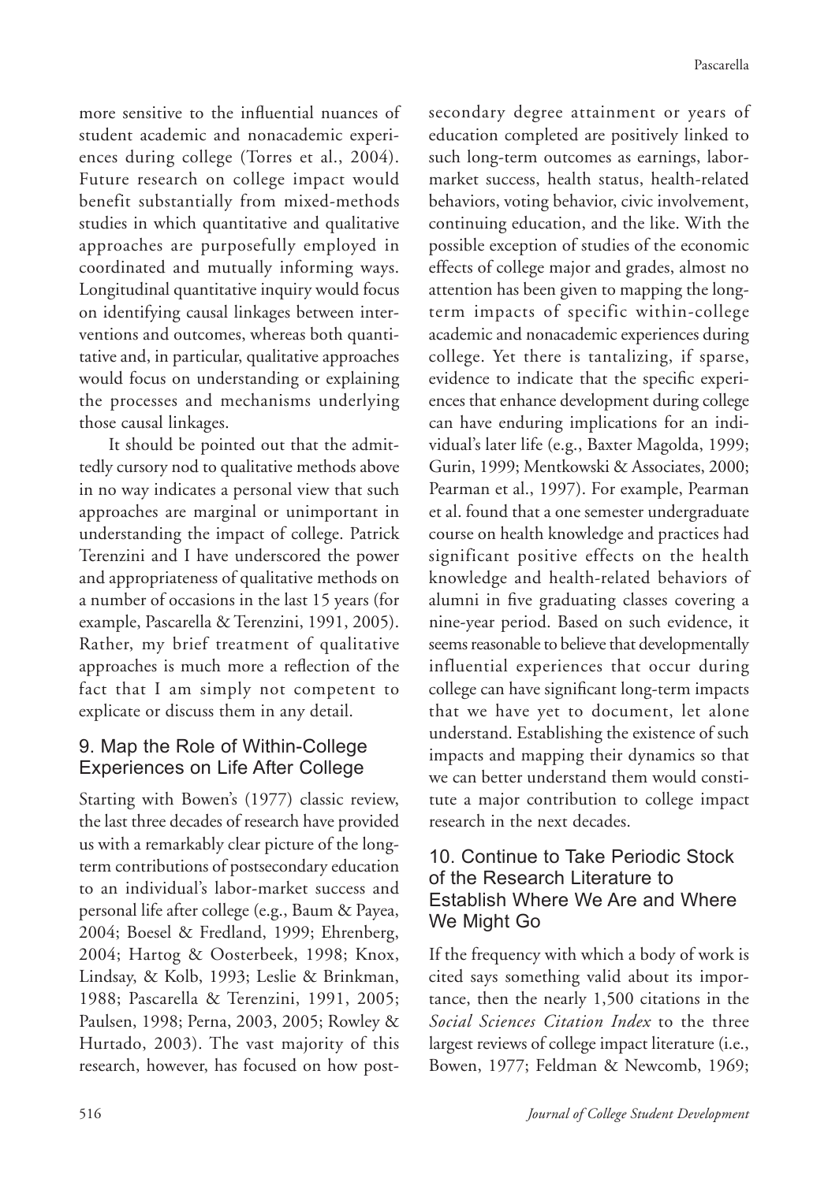more sensitive to the influential nuances of student academic and nonacademic experiences during college (Torres et al., 2004). Future research on college impact would benefit substantially from mixed-methods studies in which quantitative and qualitative approaches are purposefully employed in coordinated and mutually informing ways. Longitudinal quantitative inquiry would focus on identifying causal linkages between interventions and outcomes, whereas both quantitative and, in particular, qualitative approaches would focus on understanding or explaining the processes and mechanisms underlying those causal linkages.

It should be pointed out that the admittedly cursory nod to qualitative methods above in no way indicates a personal view that such approaches are marginal or unimportant in understanding the impact of college. Patrick Terenzini and I have underscored the power and appropriateness of qualitative methods on a number of occasions in the last 15 years (for example, Pascarella & Terenzini, 1991, 2005). Rather, my brief treatment of qualitative approaches is much more a reflection of the fact that I am simply not competent to explicate or discuss them in any detail.

## 9. Map the Role of Within-College Experiences on Life After College

Starting with Bowen's (1977) classic review, the last three decades of research have provided us with a remarkably clear picture of the long-term contributions of postsecondary education to an individual's labor-market success and personal life after college (e.g., Baum & Payea, 2004; Boesel & Fredland, 1999; Ehrenberg, 2004; Hartog & Oosterbeek, 1998; Knox, Lindsay, & Kolb, 1993; Leslie & Brinkman, 1988; Pascarella & Terenzini, 1991, 2005; Paulsen, 1998; Perna, 2003, 2005; Rowley & Hurtado, 2003). The vast majority of this research, however, has focused on how postsecondary degree attainment or years of education completed are positively linked to such long-term outcomes as earnings, labor-market success, health status, health-related behaviors, voting behavior, civic involvement, continuing education, and the like. With the possible exception of studies of the economic effects of college major and grades, almost no attention has been given to mapping the long-term impacts of specific within-college academic and nonacademic experiences during college. Yet there is tantalizing, if sparse, evidence to indicate that the specific experiences that enhance development during college can have enduring implications for an individual's later life (e.g., Baxter Magolda, 1999; Gurin, 1999; Mentkowski & Associates, 2000; Pearman et al., 1997). For example, Pearman et al. found that a one semester undergraduate course on health knowledge and practices had significant positive effects on the health knowledge and health-related behaviors of alumni in five graduating classes covering a nine-year period. Based on such evidence, it seems reasonable to believe that developmentally influential experiences that occur during college can have significant long-term impacts that we have yet to document, let alone understand. Establishing the existence of such impacts and mapping their dynamics so that we can better understand them would constitute a major contribution to college impact research in the next decades.

## 10. Continue to Take Periodic Stock of the Research Literature to Establish Where We Are and Where We Might Go

If the frequency with which a body of work is cited says something valid about its importance, then the nearly 1,500 citations in the *Social Sciences Citation Index* to the three largest reviews of college impact literature (i.e., Bowen, 1977; Feldman & Newcomb, 1969;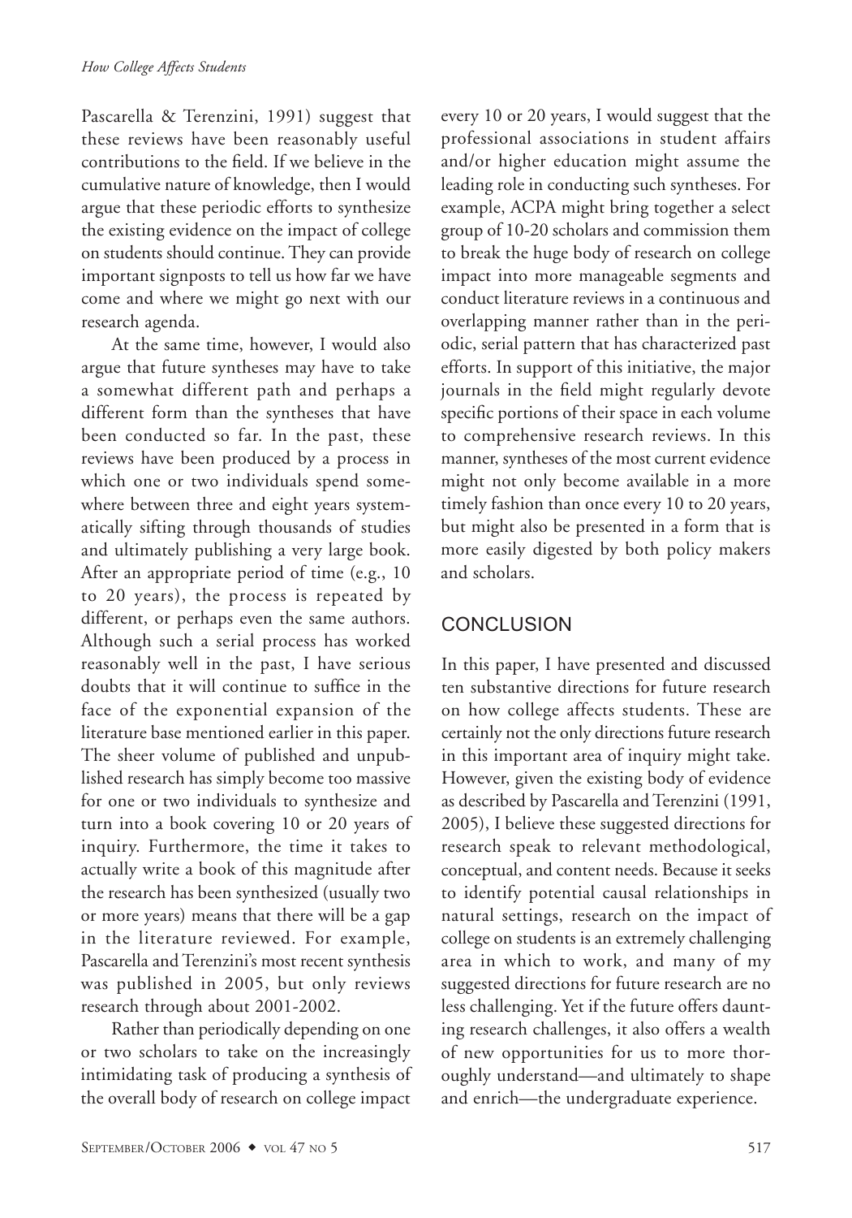Pascarella & Terenzini, 1991) suggest that these reviews have been reasonably useful contributions to the field. If we believe in the cumulative nature of knowledge, then I would argue that these periodic efforts to synthesize the existing evidence on the impact of college on students should continue. They can provide important signposts to tell us how far we have come and where we might go next with our research agenda.

At the same time, however, I would also argue that future syntheses may have to take a somewhat different path and perhaps a different form than the syntheses that have been conducted so far. In the past, these reviews have been produced by a process in which one or two individuals spend somewhere between three and eight years systematically sifting through thousands of studies and ultimately publishing a very large book. After an appropriate period of time (e.g., 10 to 20 years), the process is repeated by different, or perhaps even the same authors. Although such a serial process has worked reasonably well in the past, I have serious doubts that it will continue to suffice in the face of the exponential expansion of the literature base mentioned earlier in this paper. The sheer volume of published and unpublished research has simply become too massive for one or two individuals to synthesize and turn into a book covering 10 or 20 years of inquiry. Furthermore, the time it takes to actually write a book of this magnitude after the research has been synthesized (usually two or more years) means that there will be a gap in the literature reviewed. For example, Pascarella and Terenzini's most recent synthesis was published in 2005, but only reviews research through about 2001-2002.

Rather than periodically depending on one or two scholars to take on the increasingly intimidating task of producing a synthesis of the overall body of research on college impact every 10 or 20 years, I would suggest that the professional associations in student affairs and/or higher education might assume the leading role in conducting such syntheses. For example, ACPA might bring together a select group of 10-20 scholars and commission them to break the huge body of research on college impact into more manageable segments and conduct literature reviews in a continuous and overlapping manner rather than in the periodic, serial pattern that has characterized past efforts. In support of this initiative, the major journals in the field might regularly devote specific portions of their space in each volume to comprehensive research reviews. In this manner, syntheses of the most current evidence might not only become available in a more timely fashion than once every 10 to 20 years, but might also be presented in a form that is more easily digested by both policy makers and scholars.

## CONCLUSION

In this paper, I have presented and discussed ten substantive directions for future research on how college affects students. These are certainly not the only directions future research in this important area of inquiry might take. However, given the existing body of evidence as described by Pascarella and Terenzini (1991, 2005), I believe these suggested directions for research speak to relevant methodological, conceptual, and content needs. Because it seeks to identify potential causal relationships in natural settings, research on the impact of college on students is an extremely challenging area in which to work, and many of my suggested directions for future research are no less challenging. Yet if the future offers daunting research challenges, it also offers a wealth of new opportunities for us to more thoroughly understand—and ultimately to shape and enrich—the undergraduate experience.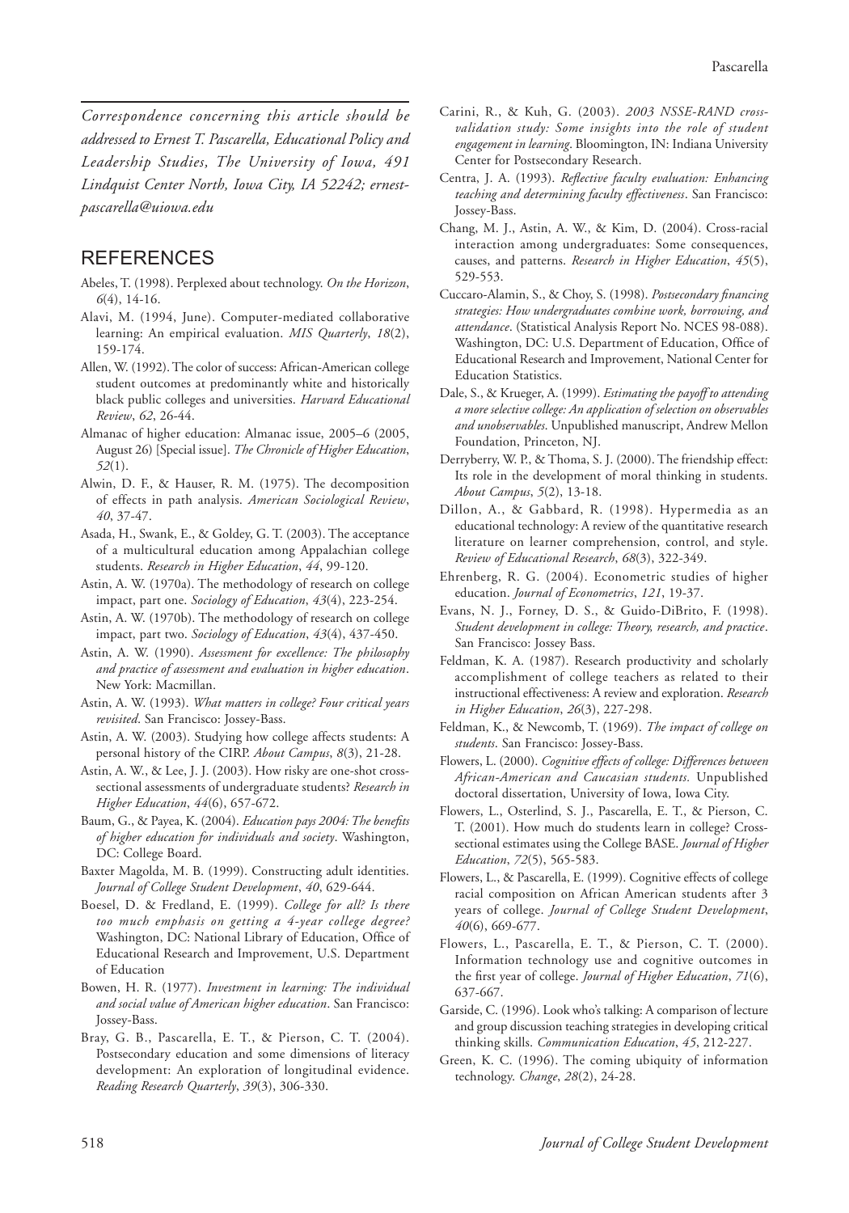*Correspondence concerning this article should be addressed to Ernest T. Pascarella, Educational Policy and Leadership Studies, The University of Iowa, 491 Lindquist Center North, Iowa City, IA 52242; ernest-pascarella@uiowa.edu*

## REFERENCES

Abeles, T. (1998). Perplexed about technology. *On the Horizon*, *6*(4), 14-16.

Alavi, M. (1994, June). Computer-mediated collaborative learning: An empirical evaluation. *MIS Quarterly*, *18*(2), 159-174.

Allen, W. (1992). The color of success: African-American college student outcomes at predominantly white and historically black public colleges and universities. *Harvard Educational Review*, *62*, 26-44.

Almanac of higher education: Almanac issue, 2005–6 (2005, August 26) [Special issue]. *The Chronicle of Higher Education*, *52*(1).

Alwin, D. F., & Hauser, R. M. (1975). The decomposition of effects in path analysis. *American Sociological Review*, *40*, 37-47.

Asada, H., Swank, E., & Goldey, G. T. (2003). The acceptance of a multicultural education among Appalachian college students. *Research in Higher Education*, *44*, 99-120.

Astin, A. W. (1970a). The methodology of research on college impact, part one. *Sociology of Education*, *43*(4), 223-254.

Astin, A. W. (1970b). The methodology of research on college impact, part two. *Sociology of Education*, *43*(4), 437-450.

Astin, A. W. (1990). *Assessment for excellence: The philosophy and practice of assessment and evaluation in higher education*. New York: Macmillan.

Astin, A. W. (1993). *What matters in college? Four critical years revisited*. San Francisco: Jossey-Bass.

Astin, A. W. (2003). Studying how college affects students: A personal history of the CIRP. *About Campus*, *8*(3), 21-28.

Astin, A. W., & Lee, J. J. (2003). How risky are one-shot cross-sectional assessments of undergraduate students? *Research in Higher Education*, *44*(6), 657-672.

Baum, G., & Payea, K. (2004). *Education pays 2004: The benefits of higher education for individuals and society*. Washington, DC: College Board.

Baxter Magolda, M. B. (1999). Constructing adult identities. *Journal of College Student Development*, *40*, 629-644.

Boesel, D. & Fredland, E. (1999). *College for all? Is there too much emphasis on getting a 4-year college degree?* Washington, DC: National Library of Education, Office of Educational Research and Improvement, U.S. Department of Education

Bowen, H. R. (1977). *Investment in learning: The individual and social value of American higher education*. San Francisco: Jossey-Bass.

Bray, G. B., Pascarella, E. T., & Pierson, C. T. (2004). Postsecondary education and some dimensions of literacy development: An exploration of longitudinal evidence. *Reading Research Quarterly*, *39*(3), 306-330.

Carini, R., & Kuh, G. (2003). *2003 NSSE-RAND cross-validation study: Some insights into the role of student engagement in learning*. Bloomington, IN: Indiana University Center for Postsecondary Research.

Centra, J. A. (1993). *Reflective faculty evaluation: Enhancing teaching and determining faculty effectiveness*. San Francisco: Jossey-Bass.

Chang, M. J., Astin, A. W., & Kim, D. (2004). Cross-racial interaction among undergraduates: Some consequences, causes, and patterns. *Research in Higher Education*, *45*(5), 529-553.

Cuccaro-Alamin, S., & Choy, S. (1998). *Postsecondary financing strategies: How undergraduates combine work, borrowing, and attendance*. (Statistical Analysis Report No. NCES 98-088). Washington, DC: U.S. Department of Education, Office of Educational Research and Improvement, National Center for Education Statistics.

Dale, S., & Krueger, A. (1999). *Estimating the payoff to attending a more selective college: An application of selection on observables and unobservables*. Unpublished manuscript, Andrew Mellon Foundation, Princeton, NJ.

Derryberry, W. P., & Thoma, S. J. (2000). The friendship effect: Its role in the development of moral thinking in students. *About Campus*, *5*(2), 13-18.

Dillon, A., & Gabbard, R. (1998). Hypermedia as an educational technology: A review of the quantitative research literature on learner comprehension, control, and style. *Review of Educational Research*, *68*(3), 322-349.

Ehrenberg, R. G. (2004). Econometric studies of higher education. *Journal of Econometrics*, *121*, 19-37.

Evans, N. J., Forney, D. S., & Guido-DiBrito, F. (1998). *Student development in college: Theory, research, and practice*. San Francisco: Jossey Bass.

Feldman, K. A. (1987). Research productivity and scholarly accomplishment of college teachers as related to their instructional effectiveness: A review and exploration. *Research in Higher Education*, *26*(3), 227-298.

Feldman, K., & Newcomb, T. (1969). *The impact of college on students*. San Francisco: Jossey-Bass.

Flowers, L. (2000). *Cognitive effects of college: Differences between African-American and Caucasian students.* Unpublished doctoral dissertation, University of Iowa, Iowa City.

Flowers, L., Osterlind, S. J., Pascarella, E. T., & Pierson, C. T. (2001). How much do students learn in college? Cross-sectional estimates using the College BASE. *Journal of Higher Education*, *72*(5), 565-583.

Flowers, L., & Pascarella, E. (1999). Cognitive effects of college racial composition on African American students after 3 years of college. *Journal of College Student Development*, *40*(6), 669-677.

Flowers, L., Pascarella, E. T., & Pierson, C. T. (2000). Information technology use and cognitive outcomes in the first year of college. *Journal of Higher Education*, *71*(6), 637-667.

Garside, C. (1996). Look who's talking: A comparison of lecture and group discussion teaching strategies in developing critical thinking skills. *Communication Education*, *45*, 212-227.

Green, K. C. (1996). The coming ubiquity of information technology. *Change*, *28*(2), 24-28.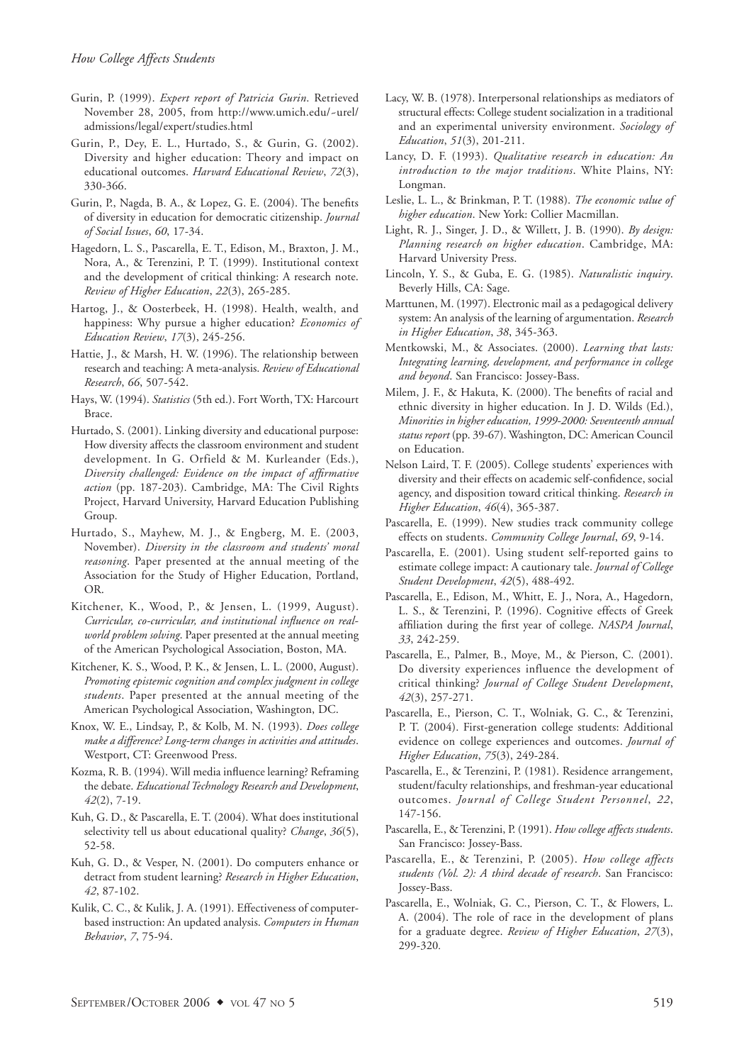Gurin, P. (1999). *Expert report of Patricia Gurin*. Retrieved November 28, 2005, from http://www.umich.edu/~urel/admissions/legal/expert/studies.html

Gurin, P., Dey, E. L., Hurtado, S., & Gurin, G. (2002). Diversity and higher education: Theory and impact on educational outcomes. *Harvard Educational Review*, *72*(3), 330-366.

Gurin, P., Nagda, B. A., & Lopez, G. E. (2004). The benefits of diversity in education for democratic citizenship. *Journal of Social Issues*, *60*, 17-34.

Hagedorn, L. S., Pascarella, E. T., Edison, M., Braxton, J. M., Nora, A., & Terenzini, P. T. (1999). Institutional context and the development of critical thinking: A research note. *Review of Higher Education*, *22*(3), 265-285.

Hartog, J., & Oosterbeek, H. (1998). Health, wealth, and happiness: Why pursue a higher education? *Economics of Education Review*, *17*(3), 245-256.

Hattie, J., & Marsh, H. W. (1996). The relationship between research and teaching: A meta-analysis. *Review of Educational Research*, *66*, 507-542.

Hays, W. (1994). *Statistics* (5th ed.). Fort Worth, TX: Harcourt Brace.

Hurtado, S. (2001). Linking diversity and educational purpose: How diversity affects the classroom environment and student development. In G. Orfield & M. Kurleander (Eds.), *Diversity challenged: Evidence on the impact of affirmative action* (pp. 187-203). Cambridge, MA: The Civil Rights Project, Harvard University, Harvard Education Publishing Group.

Hurtado, S., Mayhew, M. J., & Engberg, M. E. (2003, November). *Diversity in the classroom and students' moral reasoning*. Paper presented at the annual meeting of the Association for the Study of Higher Education, Portland, OR.

Kitchener, K., Wood, P., & Jensen, L. (1999, August). *Curricular, co-curricular, and institutional influence on real-world problem solving*. Paper presented at the annual meeting of the American Psychological Association, Boston, MA.

Kitchener, K. S., Wood, P. K., & Jensen, L. L. (2000, August). *Promoting epistemic cognition and complex judgment in college students*. Paper presented at the annual meeting of the American Psychological Association, Washington, DC.

Knox, W. E., Lindsay, P., & Kolb, M. N. (1993). *Does college make a difference? Long-term changes in activities and attitudes*. Westport, CT: Greenwood Press.

Kozma, R. B. (1994). Will media influence learning? Reframing the debate. *Educational Technology Research and Development*, *42*(2), 7-19.

Kuh, G. D., & Pascarella, E. T. (2004). What does institutional selectivity tell us about educational quality? *Change*, *36*(5), 52-58.

Kuh, G. D., & Vesper, N. (2001). Do computers enhance or detract from student learning? *Research in Higher Education*, *42*, 87-102.

Kulik, C. C., & Kulik, J. A. (1991). Effectiveness of computer-based instruction: An updated analysis. *Computers in Human Behavior*, *7*, 75-94.

Lacy, W. B. (1978). Interpersonal relationships as mediators of structural effects: College student socialization in a traditional and an experimental university environment. *Sociology of Education*, *51*(3), 201-211.

Lancy, D. F. (1993). *Qualitative research in education: An introduction to the major traditions*. White Plains, NY: Longman.

Leslie, L. L., & Brinkman, P. T. (1988). *The economic value of higher education*. New York: Collier Macmillan.

Light, R. J., Singer, J. D., & Willett, J. B. (1990). *By design: Planning research on higher education*. Cambridge, MA: Harvard University Press.

Lincoln, Y. S., & Guba, E. G. (1985). *Naturalistic inquiry*. Beverly Hills, CA: Sage.

Marttunen, M. (1997). Electronic mail as a pedagogical delivery system: An analysis of the learning of argumentation. *Research in Higher Education*, *38*, 345-363.

Mentkowski, M., & Associates. (2000). *Learning that lasts: Integrating learning, development, and performance in college and beyond*. San Francisco: Jossey-Bass.

Milem, J. F., & Hakuta, K. (2000). The benefits of racial and ethnic diversity in higher education. In J. D. Wilds (Ed.), *Minorities in higher education, 1999-2000: Seventeenth annual status report* (pp. 39-67). Washington, DC: American Council on Education.

Nelson Laird, T. F. (2005). College students' experiences with diversity and their effects on academic self-confidence, social agency, and disposition toward critical thinking. *Research in Higher Education*, *46*(4), 365-387.

Pascarella, E. (1999). New studies track community college effects on students. *Community College Journal*, *69*, 9-14.

Pascarella, E. (2001). Using student self-reported gains to estimate college impact: A cautionary tale. *Journal of College Student Development*, *42*(5), 488-492.

Pascarella, E., Edison, M., Whitt, E. J., Nora, A., Hagedorn, L. S., & Terenzini, P. (1996). Cognitive effects of Greek affiliation during the first year of college. *NASPA Journal*, *33*, 242-259.

Pascarella, E., Palmer, B., Moye, M., & Pierson, C. (2001). Do diversity experiences influence the development of critical thinking? *Journal of College Student Development*, *42*(3), 257-271.

Pascarella, E., Pierson, C. T., Wolniak, G. C., & Terenzini, P. T. (2004). First-generation college students: Additional evidence on college experiences and outcomes. *Journal of Higher Education*, *75*(3), 249-284.

Pascarella, E., & Terenzini, P. (1981). Residence arrangement, student/faculty relationships, and freshman-year educational outcomes. *Journal of College Student Personnel*, *22*, 147-156.

Pascarella, E., & Terenzini, P. (1991). *How college affects students*. San Francisco: Jossey-Bass.

Pascarella, E., & Terenzini, P. (2005). *How college affects students (Vol. 2): A third decade of research*. San Francisco: Jossey-Bass.

Pascarella, E., Wolniak, G. C., Pierson, C. T., & Flowers, L. A. (2004). The role of race in the development of plans for a graduate degree. *Review of Higher Education*, *27*(3), 299-320.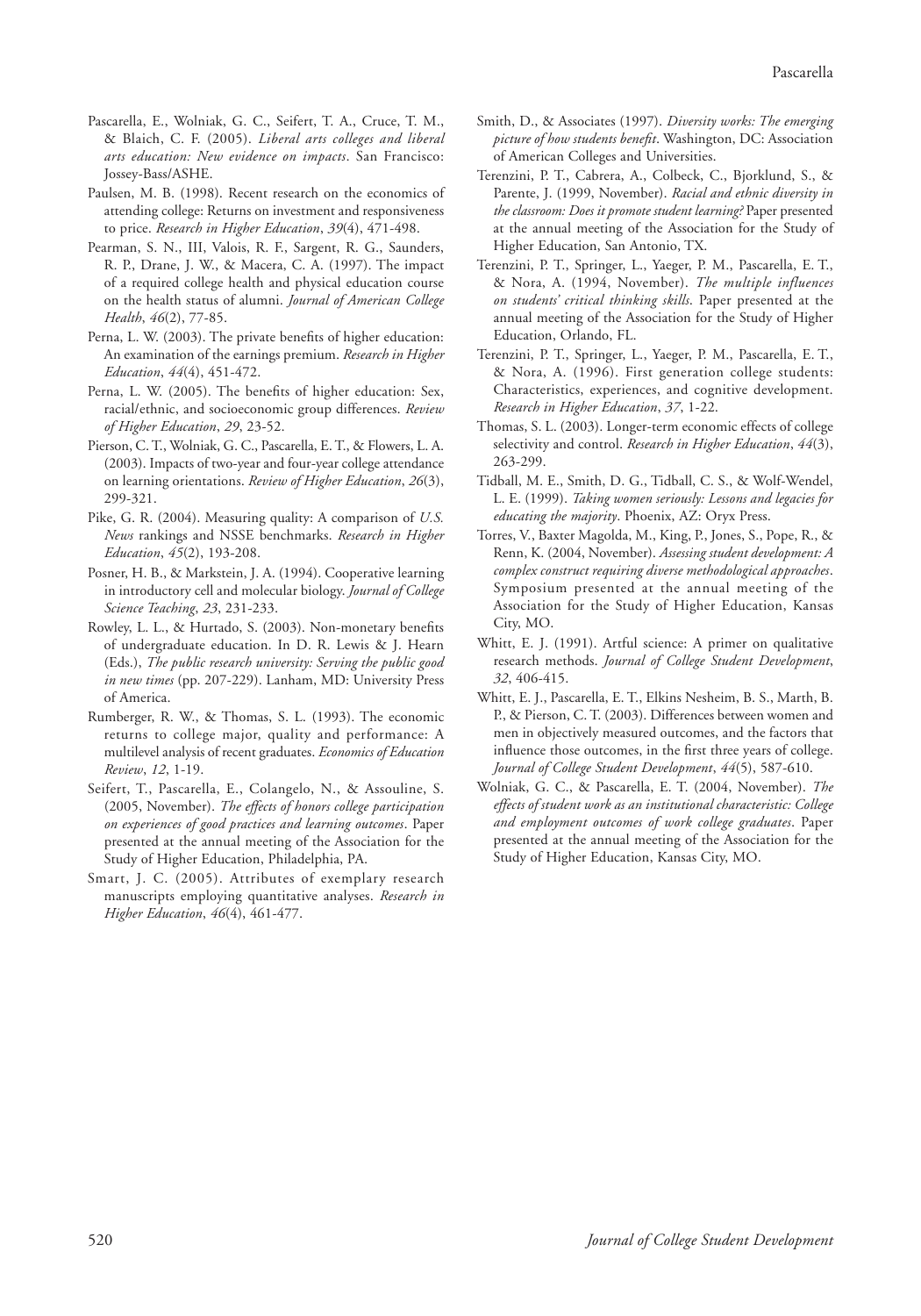Pascarella, E., Wolniak, G. C., Seifert, T. A., Cruce, T. M., & Blaich, C. F. (2005). *Liberal arts colleges and liberal arts education: New evidence on impacts*. San Francisco: Jossey-Bass/ASHE.

Paulsen, M. B. (1998). Recent research on the economics of attending college: Returns on investment and responsiveness to price. *Research in Higher Education*, *39*(4), 471-498.

Pearman, S. N., III, Valois, R. F., Sargent, R. G., Saunders, R. P., Drane, J. W., & Macera, C. A. (1997). The impact of a required college health and physical education course on the health status of alumni. *Journal of American College Health*, *46*(2), 77-85.

Perna, L. W. (2003). The private benefits of higher education: An examination of the earnings premium. *Research in Higher Education*, *44*(4), 451-472.

Perna, L. W. (2005). The benefits of higher education: Sex, racial/ethnic, and socioeconomic group differences. *Review of Higher Education*, *29*, 23-52.

Pierson, C. T., Wolniak, G. C., Pascarella, E. T., & Flowers, L. A. (2003). Impacts of two-year and four-year college attendance on learning orientations. *Review of Higher Education*, *26*(3), 299-321.

Pike, G. R. (2004). Measuring quality: A comparison of *U.S. News* rankings and NSSE benchmarks. *Research in Higher Education*, *45*(2), 193-208.

Posner, H. B., & Markstein, J. A. (1994). Cooperative learning in introductory cell and molecular biology. *Journal of College Science Teaching*, *23*, 231-233.

Rowley, L. L., & Hurtado, S. (2003). Non-monetary benefits of undergraduate education. In D. R. Lewis & J. Hearn (Eds.), *The public research university: Serving the public good in new times* (pp. 207-229). Lanham, MD: University Press of America.

Rumberger, R. W., & Thomas, S. L. (1993). The economic returns to college major, quality and performance: A multilevel analysis of recent graduates. *Economics of Education Review*, *12*, 1-19.

Seifert, T., Pascarella, E., Colangelo, N., & Assouline, S. (2005, November). *The effects of honors college participation on experiences of good practices and learning outcomes*. Paper presented at the annual meeting of the Association for the Study of Higher Education, Philadelphia, PA.

Smart, J. C. (2005). Attributes of exemplary research manuscripts employing quantitative analyses. *Research in Higher Education*, *46*(4), 461-477.

Smith, D., & Associates (1997). *Diversity works: The emerging picture of how students benefit*. Washington, DC: Association of American Colleges and Universities.

Terenzini, P. T., Cabrera, A., Colbeck, C., Bjorklund, S., & Parente, J. (1999, November). *Racial and ethnic diversity in the classroom: Does it promote student learning?* Paper presented at the annual meeting of the Association for the Study of Higher Education, San Antonio, TX.

Terenzini, P. T., Springer, L., Yaeger, P. M., Pascarella, E. T., & Nora, A. (1994, November). *The multiple influences on students' critical thinking skills*. Paper presented at the annual meeting of the Association for the Study of Higher Education, Orlando, FL.

Terenzini, P. T., Springer, L., Yaeger, P. M., Pascarella, E. T., & Nora, A. (1996). First generation college students: Characteristics, experiences, and cognitive development. *Research in Higher Education*, *37*, 1-22.

Thomas, S. L. (2003). Longer-term economic effects of college selectivity and control. *Research in Higher Education*, *44*(3), 263-299.

Tidball, M. E., Smith, D. G., Tidball, C. S., & Wolf-Wendel, L. E. (1999). *Taking women seriously: Lessons and legacies for educating the majority*. Phoenix, AZ: Oryx Press.

Torres, V., Baxter Magolda, M., King, P., Jones, S., Pope, R., & Renn, K. (2004, November). *Assessing student development: A complex construct requiring diverse methodological approaches*. Symposium presented at the annual meeting of the Association for the Study of Higher Education, Kansas City, MO.

Whitt, E. J. (1991). Artful science: A primer on qualitative research methods. *Journal of College Student Development*, *32*, 406-415.

Whitt, E. J., Pascarella, E. T., Elkins Nesheim, B. S., Marth, B. P., & Pierson, C. T. (2003). Differences between women and men in objectively measured outcomes, and the factors that influence those outcomes, in the first three years of college. *Journal of College Student Development*, *44*(5), 587-610.

Wolniak, G. C., & Pascarella, E. T. (2004, November). *The effects of student work as an institutional characteristic: College and employment outcomes of work college graduates*. Paper presented at the annual meeting of the Association for the Study of Higher Education, Kansas City, MO.